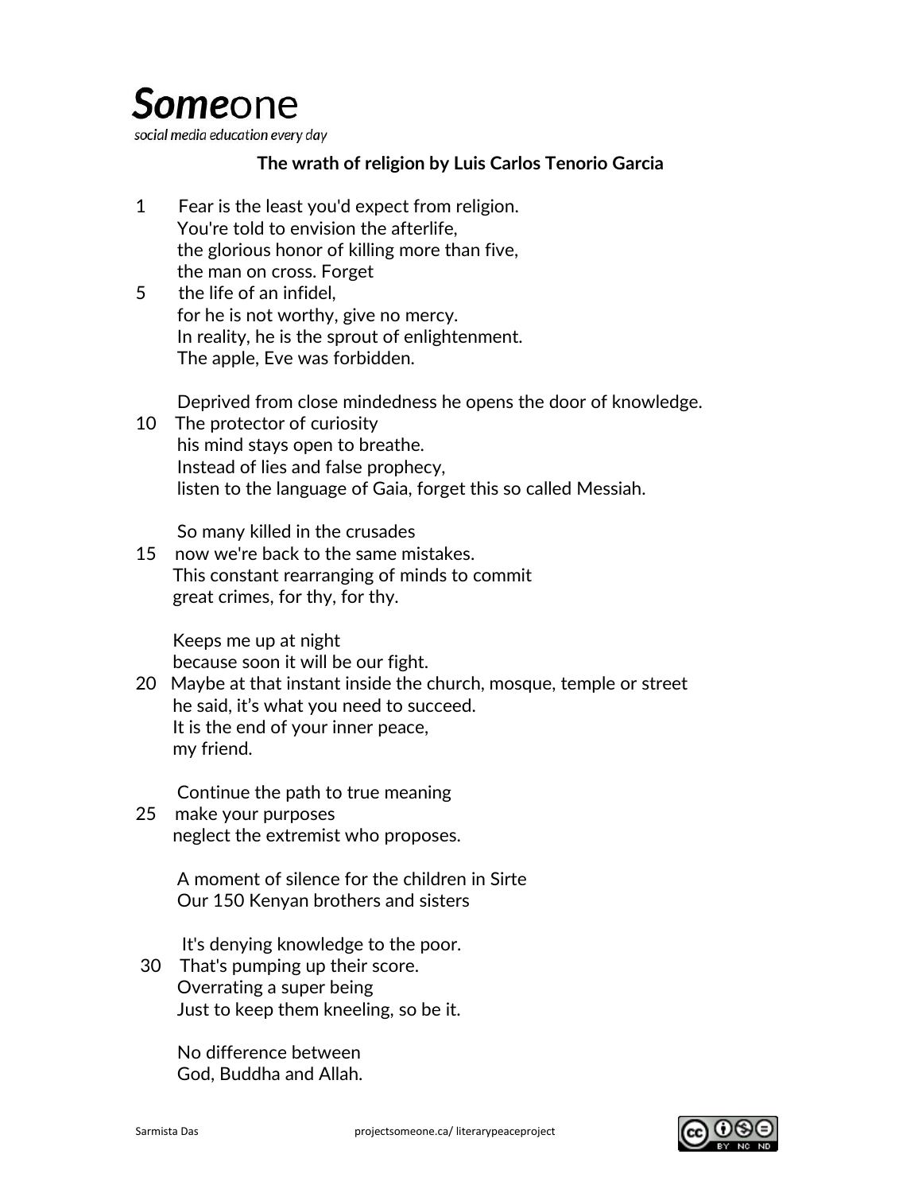**Someone**
*social media education every day*

**The wrath of religion by Luis Carlos Tenorio Garcia**

1 Fear is the least you'd expect from religion.
You're told to envision the afterlife,
the glorious honor of killing more than five,
the man on cross. Forget
5 the life of an infidel,
for he is not worthy, give no mercy.
In reality, he is the sprout of enlightenment.
The apple, Eve was forbidden.

Deprived from close mindedness he opens the door of knowledge.
10 The protector of curiosity
his mind stays open to breathe.
Instead of lies and false prophecy,
listen to the language of Gaia, forget this so called Messiah.

So many killed in the crusades
15 now we're back to the same mistakes.
This constant rearranging of minds to commit
great crimes, for thy, for thy.

Keeps me up at night
because soon it will be our fight.
20 Maybe at that instant inside the church, mosque, temple or street
he said, it's what you need to succeed.
It is the end of your inner peace,
my friend.

Continue the path to true meaning
25 make your purposes
neglect the extremist who proposes.

A moment of silence for the children in Sirte
Our 150 Kenyan brothers and sisters

It's denying knowledge to the poor.
30 That's pumping up their score.
Overrating a super being
Just to keep them kneeling, so be it.

No difference between
God, Buddha and Allah.

Sarmista Das projectsomeone.ca/ literarypeaceproject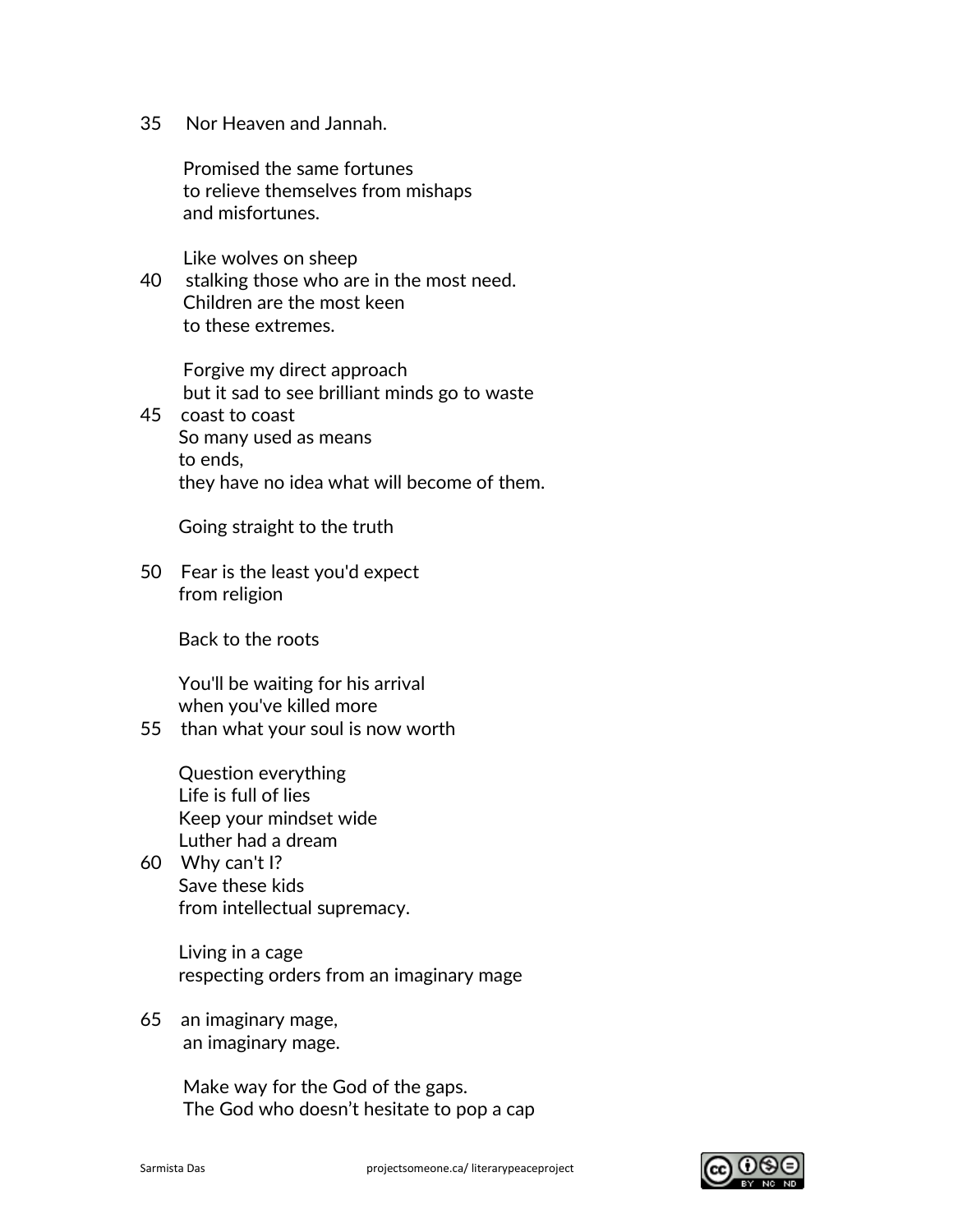35 Nor Heaven and Jannah.

Promised the same fortunes
to relieve themselves from mishaps
and misfortunes.

Like wolves on sheep
40 stalking those who are in the most need.
Children are the most keen
to these extremes.

Forgive my direct approach
but it sad to see brilliant minds go to waste
45 coast to coast
So many used as means
to ends,
they have no idea what will become of them.

Going straight to the truth

50 Fear is the least you'd expect
from religion

Back to the roots

You'll be waiting for his arrival
when you've killed more
55 than what your soul is now worth

Question everything
Life is full of lies
Keep your mindset wide
Luther had a dream
60 Why can't I?
Save these kids
from intellectual supremacy.

Living in a cage
respecting orders from an imaginary mage

65 an imaginary mage,
an imaginary mage.

Make way for the God of the gaps.
The God who doesn't hesitate to pop a cap